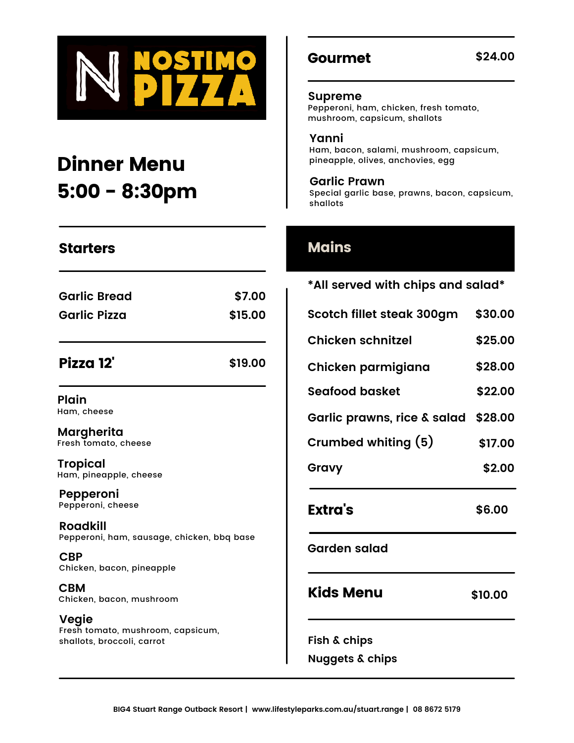# NOSTIMO PIZZA

## Dinner Menu
## 5:00 - 8:30pm

### Starters

| Item | Price |
| --- | --- |
| Garlic Bread | $7.00 |
| Garlic Pizza | $15.00 |

### Pizza 12' — $19.00

**Plain**
Ham, cheese

**Margherita**
Fresh tomato, cheese

**Tropical**
Ham, pineapple, cheese

**Pepperoni**
Pepperoni, cheese

**Roadkill**
Pepperoni, ham, sausage, chicken, bbq base

**CBP**
Chicken, bacon, pineapple

**CBM**
Chicken, bacon, mushroom

**Vegie**
Fresh tomato, mushroom, capsicum, shallots, broccoli, carrot

### Gourmet — $24.00

**Supreme**
Pepperoni, ham, chicken, fresh tomato, mushroom, capsicum, shallots

**Yanni**
Ham, bacon, salami, mushroom, capsicum, pineapple, olives, anchovies, egg

**Garlic Prawn**
Special garlic base, prawns, bacon, capsicum, shallots

### Mains

*All served with chips and salad*

| Item | Price |
| --- | --- |
| Scotch fillet steak 300gm | $30.00 |
| Chicken schnitzel | $25.00 |
| Chicken parmigiana | $28.00 |
| Seafood basket | $22.00 |
| Garlic prawns, rice & salad | $28.00 |
| Crumbed whiting (5) | $17.00 |
| Gravy | $2.00 |

### Extra's — $6.00

Garden salad

### Kids Menu — $10.00

Fish & chips

Nuggets & chips

BIG4 Stuart Range Outback Resort | www.lifestyleparks.com.au/stuart.range | 08 8672 5179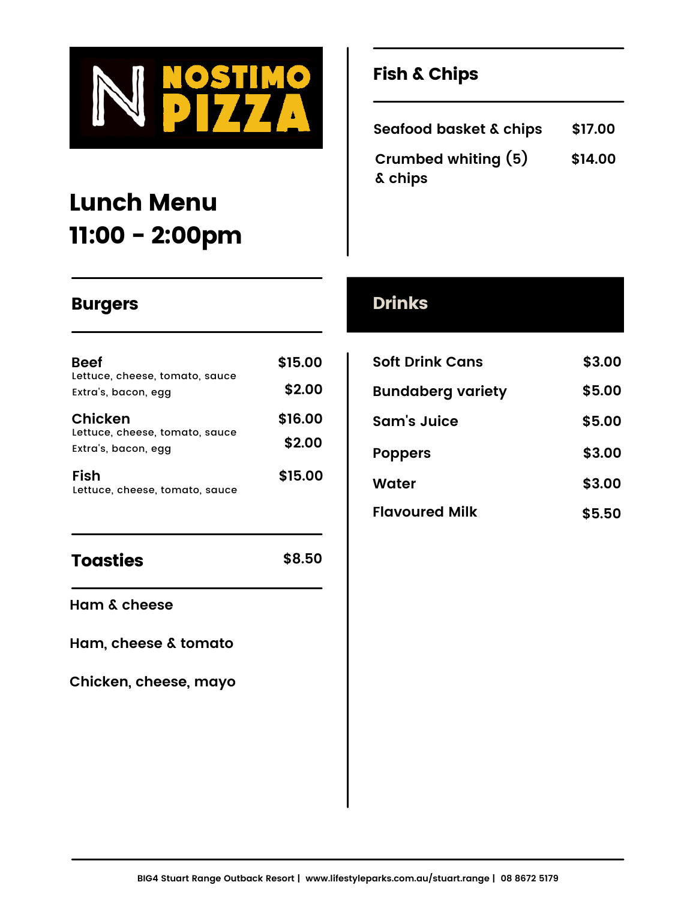# NOSTIMO PIZZA

## Lunch Menu
## 11:00 - 2:00pm

### Burgers

| | |
|---|---|
| **Beef** Lettuce, cheese, tomato, sauce | $15.00 |
| Extra's, bacon, egg | $2.00 |
| **Chicken** Lettuce, cheese, tomato, sauce | $16.00 |
| Extra's, bacon, egg | $2.00 |
| **Fish** Lettuce, cheese, tomato, sauce | $15.00 |

### Toasties $8.50

Ham & cheese

Ham, cheese & tomato

Chicken, cheese, mayo

### Fish & Chips

| | |
|---|---|
| Seafood basket & chips | $17.00 |
| Crumbed whiting (5) & chips | $14.00 |

### Drinks

| | |
|---|---|
| Soft Drink Cans | $3.00 |
| Bundaberg variety | $5.00 |
| Sam's Juice | $5.00 |
| Poppers | $3.00 |
| Water | $3.00 |
| Flavoured Milk | $5.50 |

BIG4 Stuart Range Outback Resort | www.lifestyleparks.com.au/stuart.range | 08 8672 5179